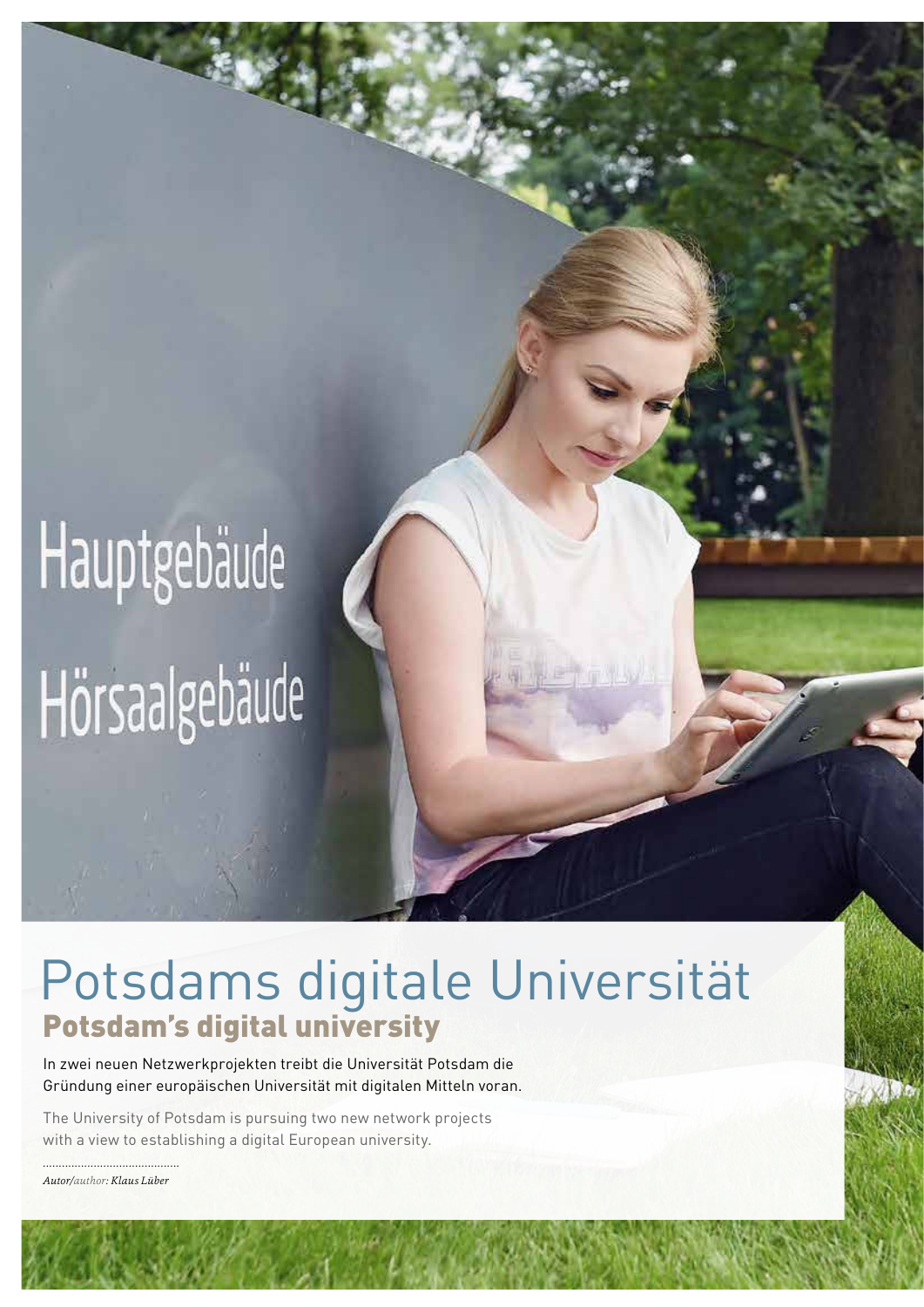# Potsdams digitale Universität

## Potsdam's digital university

In zwei neuen Netzwerkprojekten treibt die Universität Potsdam die Gründung einer europäischen Universität mit digitalen Mitteln voran.

The University of Potsdam is pursuing two new network projects with a view to establishing a digital European university.

*Autor/author: Klaus Lüber*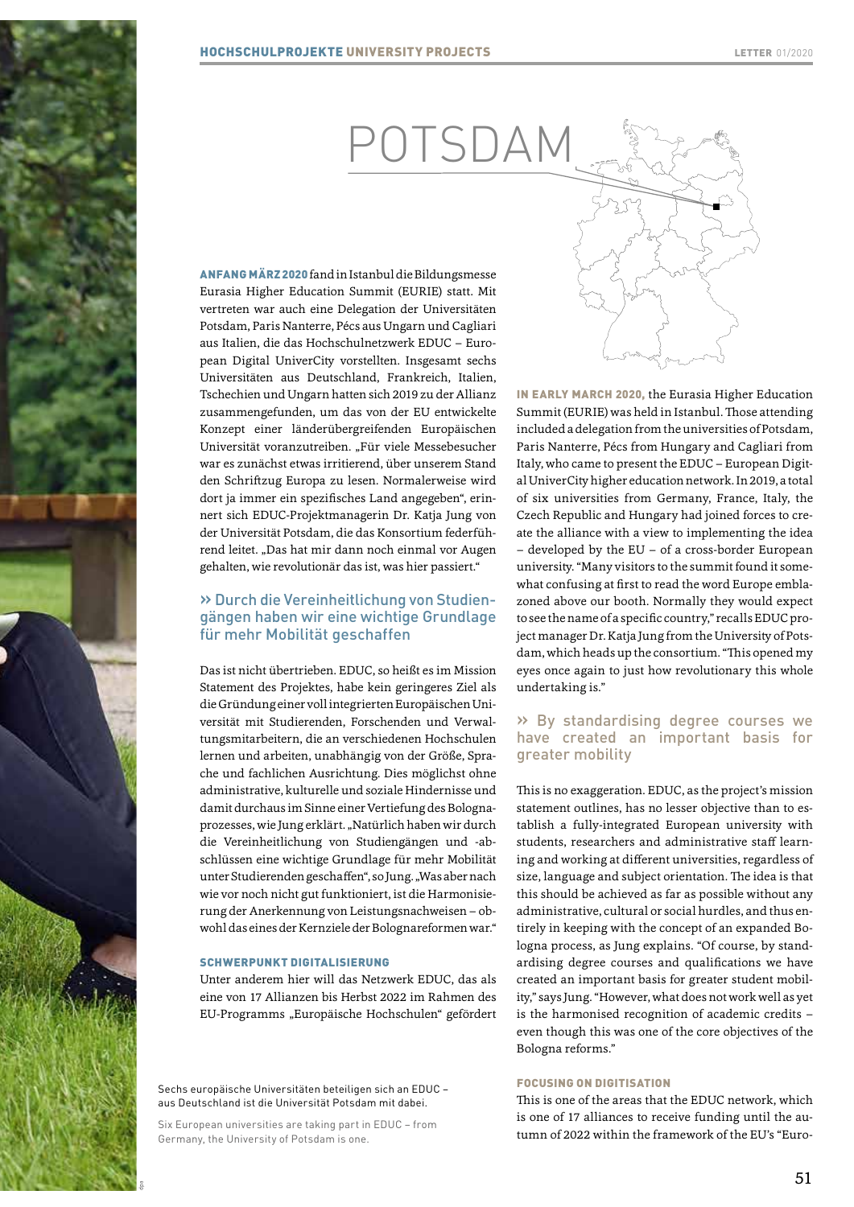# POTSDAM

**ANFANG MÄRZ 2020** fand in Istanbul die Bildungsmesse Eurasia Higher Education Summit (EURIE) statt. Mit vertreten war auch eine Delegation der Universitäten Potsdam, Paris Nanterre, Pécs aus Ungarn und Cagliari aus Italien, die das Hochschulnetzwerk EDUC – European Digital UniverCity vorstellten. Insgesamt sechs Universitäten aus Deutschland, Frankreich, Italien, Tschechien und Ungarn hatten sich 2019 zu der Allianz zusammengefunden, um das von der EU entwickelte Konzept einer länderübergreifenden Europäischen Universität voranzutreiben. „Für viele Messebesucher war es zunächst etwas irritierend, über unserem Stand den Schriftzug Europa zu lesen. Normalerweise wird dort ja immer ein spezifisches Land angegeben", erinnert sich EDUC-Projektmanagerin Dr. Katja Jung von der Universität Potsdam, die das Konsortium federführend leitet. „Das hat mir dann noch einmal vor Augen gehalten, wie revolutionär das ist, was hier passiert."

> » Durch die Vereinheitlichung von Studiengängen haben wir eine wichtige Grundlage für mehr Mobilität geschaffen

Das ist nicht übertrieben. EDUC, so heißt es im Mission Statement des Projektes, habe kein geringeres Ziel als die Gründung einer voll integrierten Europäischen Universität mit Studierenden, Forschenden und Verwaltungsmitarbeitern, die an verschiedenen Hochschulen lernen und arbeiten, unabhängig von der Größe, Sprache und fachlichen Ausrichtung. Dies möglichst ohne administrative, kulturelle und soziale Hindernisse und damit durchaus im Sinne einer Vertiefung des Bologna-prozesses, wie Jung erklärt. „Natürlich haben wir durch die Vereinheitlichung von Studiengängen und -abschlüssen eine wichtige Grundlage für mehr Mobilität unter Studierenden geschaffen", so Jung. „Was aber nach wie vor noch nicht gut funktioniert, ist die Harmonisierung der Anerkennung von Leistungsnachweisen – obwohl das eines der Kernziele der Bolognareformen war."

### SCHWERPUNKT DIGITALISIERUNG

Unter anderem hier will das Netzwerk EDUC, das als eine von 17 Allianzen bis Herbst 2022 im Rahmen des EU-Programms „Europäische Hochschulen" gefördert

Sechs europäische Universitäten beteiligen sich an EDUC – aus Deutschland ist die Universität Potsdam mit dabei.

Six European universities are taking part in EDUC – from Germany, the University of Potsdam is one.

**IN EARLY MARCH 2020,** the Eurasia Higher Education Summit (EURIE) was held in Istanbul. Those attending included a delegation from the universities of Potsdam, Paris Nanterre, Pécs from Hungary and Cagliari from Italy, who came to present the EDUC – European Digital UniverCity higher education network. In 2019, a total of six universities from Germany, France, Italy, the Czech Republic and Hungary had joined forces to create the alliance with a view to implementing the idea – developed by the EU – of a cross-border European university. "Many visitors to the summit found it somewhat confusing at first to read the word Europe emblazoned above our booth. Normally they would expect to see the name of a specific country," recalls EDUC project manager Dr. Katja Jung from the University of Potsdam, which heads up the consortium. "This opened my eyes once again to just how revolutionary this whole undertaking is."

> » By standardising degree courses we have created an important basis for greater mobility

This is no exaggeration. EDUC, as the project's mission statement outlines, has no lesser objective than to establish a fully-integrated European university with students, researchers and administrative staff learning and working at different universities, regardless of size, language and subject orientation. The idea is that this should be achieved as far as possible without any administrative, cultural or social hurdles, and thus entirely in keeping with the concept of an expanded Bologna process, as Jung explains. "Of course, by standardising degree courses and qualifications we have created an important basis for greater student mobility," says Jung. "However, what does not work well as yet is the harmonised recognition of academic credits – even though this was one of the core objectives of the Bologna reforms."

### FOCUSING ON DIGITISATION

This is one of the areas that the EDUC network, which is one of 17 alliances to receive funding until the autumn of 2022 within the framework of the EU's "Euro-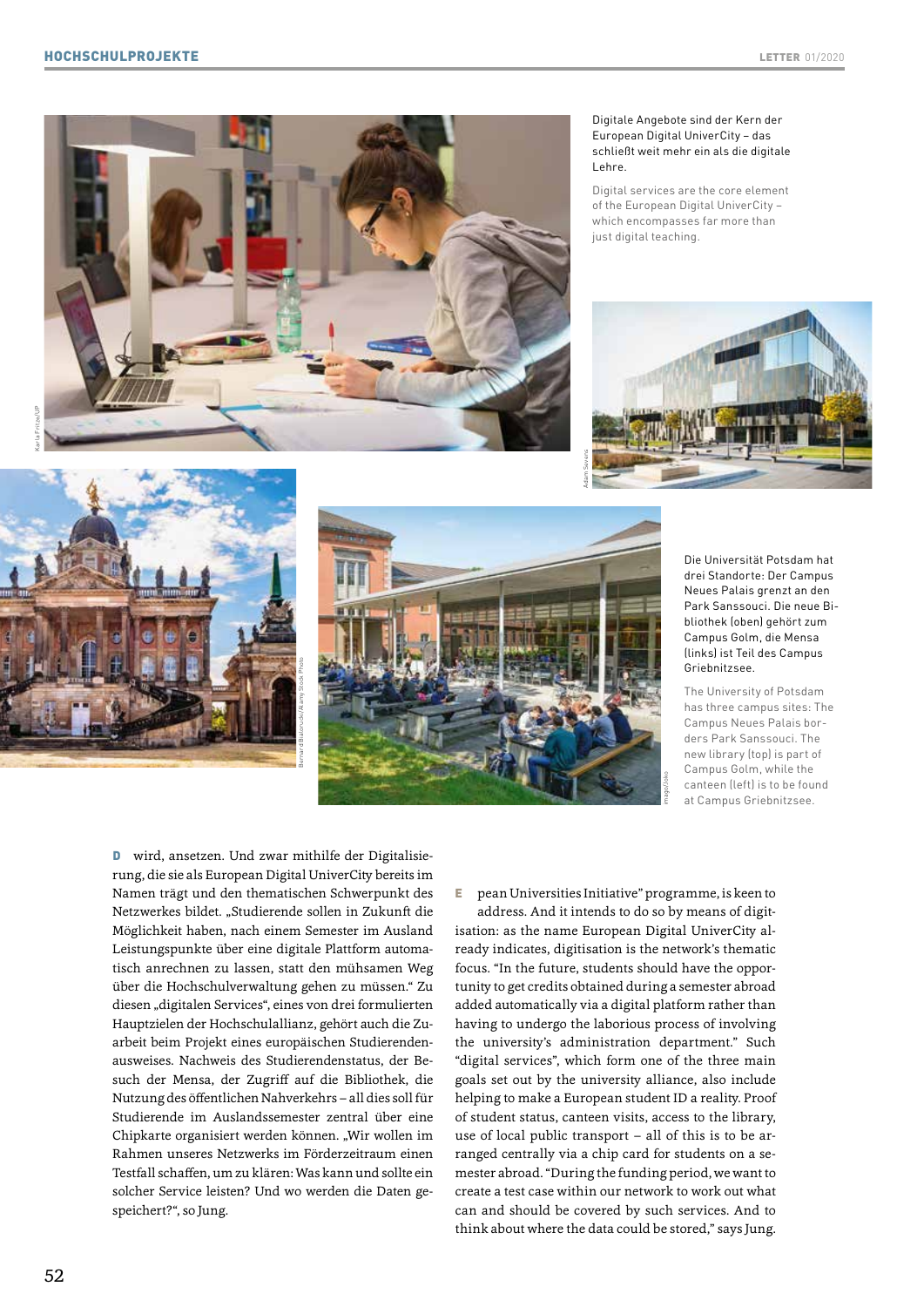Digitale Angebote sind der Kern der European Digital UniverCity – das schließt weit mehr ein als die digitale Lehre.

Digital services are the core element of the European Digital UniverCity – which encompasses far more than just digital teaching.

Die Universität Potsdam hat drei Standorte: Der Campus Neues Palais grenzt an den Park Sanssouci. Die neue Bibliothek (oben) gehört zum Campus Golm, die Mensa (links) ist Teil des Campus Griebnitzsee.

The University of Potsdam has three campus sites: The Campus Neues Palais borders Park Sanssouci. The new library (top) is part of Campus Golm, while the canteen (left) is to be found at Campus Griebnitzsee.

**D** wird, ansetzen. Und zwar mithilfe der Digitalisierung, die sie als European Digital UniverCity bereits im Namen trägt und den thematischen Schwerpunkt des Netzwerkes bildet. „Studierende sollen in Zukunft die Möglichkeit haben, nach einem Semester im Ausland Leistungspunkte über eine digitale Plattform automatisch anrechnen zu lassen, statt den mühsamen Weg über die Hochschulverwaltung gehen zu müssen." Zu diesen „digitalen Services", eines von drei formulierten Hauptzielen der Hochschulallianz, gehört auch die Zuarbeit beim Projekt eines europäischen Studierendenausweises. Nachweis des Studierendenstatus, der Besuch der Mensa, der Zugriff auf die Bibliothek, die Nutzung des öffentlichen Nahverkehrs – all dies soll für Studierende im Auslandssemester zentral über eine Chipkarte organisiert werden können. „Wir wollen im Rahmen unseres Netzwerks im Förderzeitraum einen Testfall schaffen, um zu klären: Was kann und sollte ein solcher Service leisten? Und wo werden die Daten gespeichert?", so Jung.

**E** pean Universities Initiative" programme, is keen to address. And it intends to do so by means of digitisation: as the name European Digital UniverCity already indicates, digitisation is the network's thematic focus. "In the future, students should have the opportunity to get credits obtained during a semester abroad added automatically via a digital platform rather than having to undergo the laborious process of involving the university's administration department." Such "digital services", which form one of the three main goals set out by the university alliance, also include helping to make a European student ID a reality. Proof of student status, canteen visits, access to the library, use of local public transport – all of this is to be arranged centrally via a chip card for students on a semester abroad. "During the funding period, we want to create a test case within our network to work out what can and should be covered by such services. And to think about where the data could be stored," says Jung.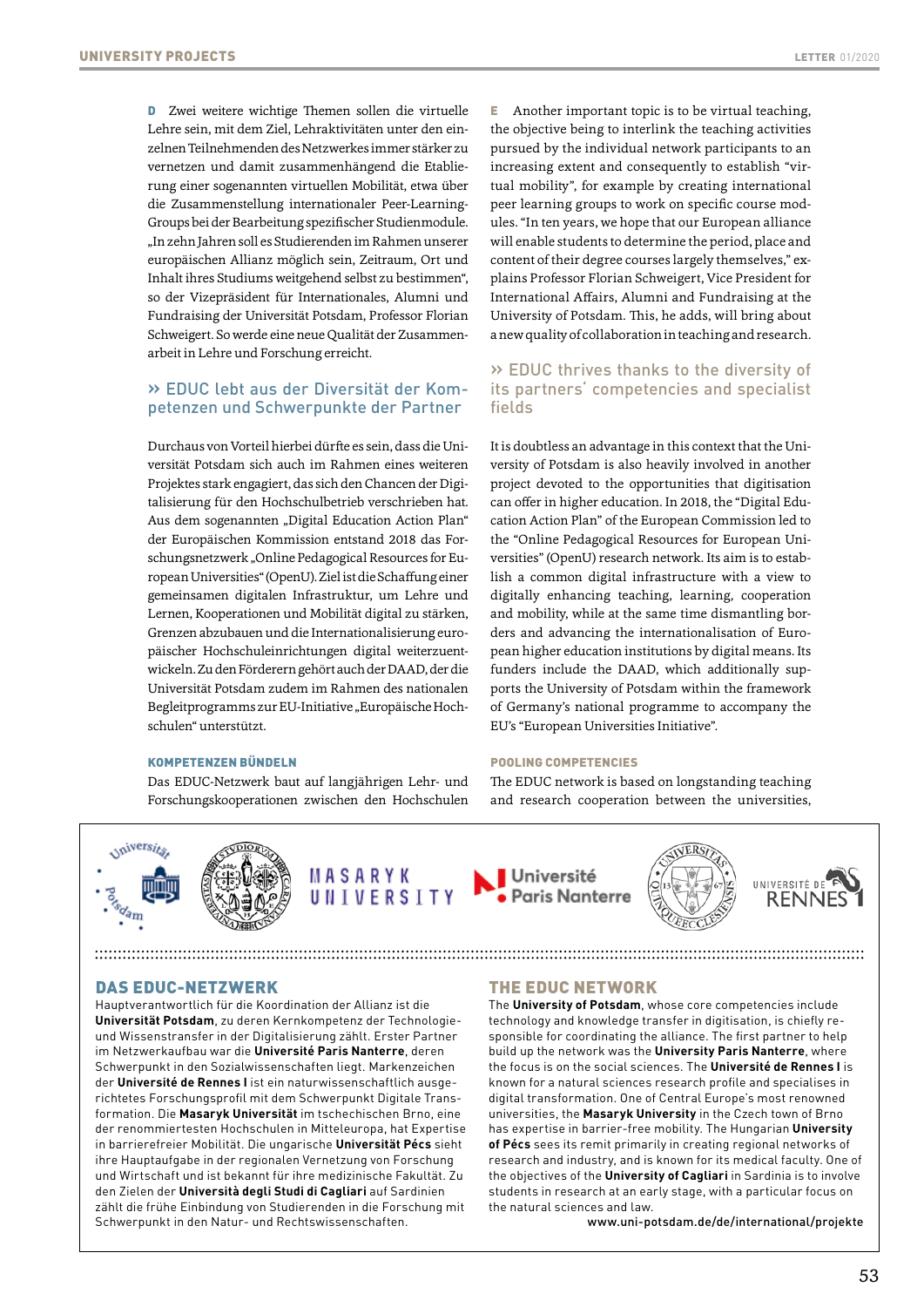**D** Zwei weitere wichtige Themen sollen die virtuelle Lehre sein, mit dem Ziel, Lehraktivitäten unter den einzelnen Teilnehmenden des Netzwerkes immer stärker zu vernetzen und damit zusammenhängend die Etablierung einer sogenannten virtuellen Mobilität, etwa über die Zusammenstellung internationaler Peer-Learning-Groups bei der Bearbeitung spezifischer Studienmodule. „In zehn Jahren soll es Studierenden im Rahmen unserer europäischen Allianz möglich sein, Zeitraum, Ort und Inhalt ihres Studiums weitgehend selbst zu bestimmen", so der Vizepräsident für Internationales, Alumni und Fundraising der Universität Potsdam, Professor Florian Schweigert. So werde eine neue Qualität der Zusammenarbeit in Lehre und Forschung erreicht.

## » EDUC lebt aus der Diversität der Kompetenzen und Schwerpunkte der Partner

Durchaus von Vorteil hierbei dürfte es sein, dass die Universität Potsdam sich auch im Rahmen eines weiteren Projektes stark engagiert, das sich den Chancen der Digitalisierung für den Hochschulbetrieb verschrieben hat. Aus dem sogenannten „Digital Education Action Plan" der Europäischen Kommission entstand 2018 das Forschungsnetzwerk „Online Pedagogical Resources for European Universities" (OpenU). Ziel ist die Schaffung einer gemeinsamen digitalen Infrastruktur, um Lehre und Lernen, Kooperationen und Mobilität digital zu stärken, Grenzen abzubauen und die Internationalisierung europäischer Hochschuleinrichtungen digital weiterzuentwickeln. Zu den Förderern gehört auch der DAAD, der die Universität Potsdam zudem im Rahmen des nationalen Begleitprogramms zur EU-Initiative „Europäische Hochschulen" unterstützt.

### KOMPETENZEN BÜNDELN

Das EDUC-Netzwerk baut auf langjährigen Lehr- und Forschungskooperationen zwischen den Hochschulen

**E** Another important topic is to be virtual teaching, the objective being to interlink the teaching activities pursued by the individual network participants to an increasing extent and consequently to establish "virtual mobility", for example by creating international peer learning groups to work on specific course modules. "In ten years, we hope that our European alliance will enable students to determine the period, place and content of their degree courses largely themselves," explains Professor Florian Schweigert, Vice President for International Affairs, Alumni and Fundraising at the University of Potsdam. This, he adds, will bring about a new quality of collaboration in teaching and research.

## » EDUC thrives thanks to the diversity of its partners' competencies and specialist fields

It is doubtless an advantage in this context that the University of Potsdam is also heavily involved in another project devoted to the opportunities that digitisation can offer in higher education. In 2018, the "Digital Education Action Plan" of the European Commission led to the "Online Pedagogical Resources for European Universities" (OpenU) research network. Its aim is to establish a common digital infrastructure with a view to digitally enhancing teaching, learning, cooperation and mobility, while at the same time dismantling borders and advancing the internationalisation of European higher education institutions by digital means. Its funders include the DAAD, which additionally supports the University of Potsdam within the framework of Germany's national programme to accompany the EU's "European Universities Initiative".

### POOLING COMPETENCIES

The EDUC network is based on longstanding teaching and research cooperation between the universities,

## DAS EDUC-NETZWERK

Hauptverantwortlich für die Koordination der Allianz ist die **Universität Potsdam**, zu deren Kernkompetenz der Technologie- und Wissenstransfer in der Digitalisierung zählt. Erster Partner im Netzwerkaufbau war die **Université Paris Nanterre**, deren Schwerpunkt in den Sozialwissenschaften liegt. Markenzeichen der **Université de Rennes I** ist ein naturwissenschaftlich ausgerichtetes Forschungsprofil mit dem Schwerpunkt Digitale Transformation. Die **Masaryk Universität** im tschechischen Brno, eine der renommiertesten Hochschulen in Mitteleuropa, hat Expertise in barrierefreier Mobilität. Die ungarische **Universität Pécs** sieht ihre Hauptaufgabe in der regionalen Vernetzung von Forschung und Wirtschaft und ist bekannt für ihre medizinische Fakultät. Zu den Zielen der **Università degli Studi di Cagliari** auf Sardinien zählt die frühe Einbindung von Studierenden in die Forschung mit Schwerpunkt in den Natur- und Rechtswissenschaften.

## THE EDUC NETWORK

The **University of Potsdam**, whose core competencies include technology and knowledge transfer in digitisation, is chiefly responsible for coordinating the alliance. The first partner to help build up the network was the **University Paris Nanterre**, where the focus is on the social sciences. The **Université de Rennes I** is known for a natural sciences research profile and specialises in digital transformation. One of Central Europe's most renowned universities, the **Masaryk University** in the Czech town of Brno has expertise in barrier-free mobility. The Hungarian **University of Pécs** sees its remit primarily in creating regional networks of research and industry, and is known for its medical faculty. One of the objectives of the **University of Cagliari** in Sardinia is to involve students in research at an early stage, with a particular focus on the natural sciences and law.

www.uni-potsdam.de/de/international/projekte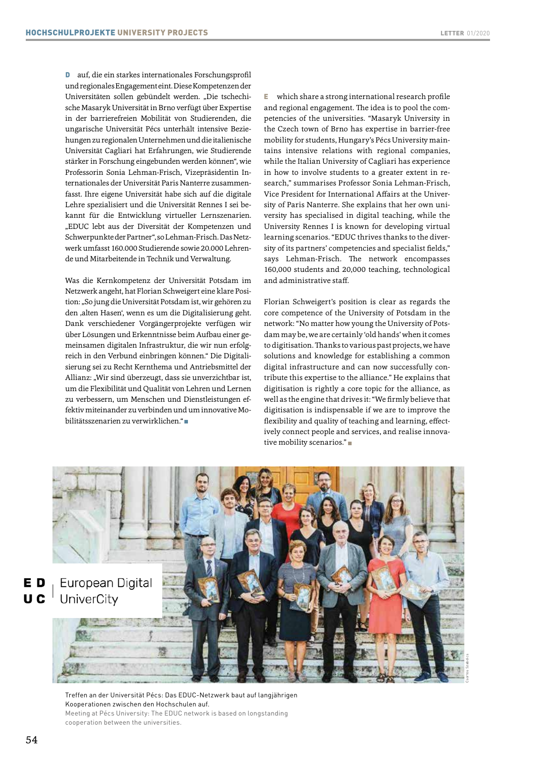D auf, die ein starkes internationales Forschungsprofil und regionales Engagement eint. Diese Kompetenzen der Universitäten sollen gebündelt werden. „Die tschechische Masaryk Universität in Brno verfügt über Expertise in der barrierefreien Mobilität von Studierenden, die ungarische Universität Pécs unterhält intensive Beziehungen zu regionalen Unternehmen und die italienische Universität Cagliari hat Erfahrungen, wie Studierende stärker in Forschung eingebunden werden können", wie Professorin Sonia Lehman-Frisch, Vizepräsidentin Internationales der Universität Paris Nanterre zusammenfasst. Ihre eigene Universität habe sich auf die digitale Lehre spezialisiert und die Universität Rennes I sei bekannt für die Entwicklung virtueller Lernszenarien. „EDUC lebt aus der Diversität der Kompetenzen und Schwerpunkte der Partner", so Lehman-Frisch. Das Netzwerk umfasst 160.000 Studierende sowie 20.000 Lehrende und Mitarbeitende in Technik und Verwaltung.

Was die Kernkompetenz der Universität Potsdam im Netzwerk angeht, hat Florian Schweigert eine klare Position: „So jung die Universität Potsdam ist, wir gehören zu den ‚alten Hasen', wenn es um die Digitalisierung geht. Dank verschiedener Vorgängerprojekte verfügen wir über Lösungen und Erkenntnisse beim Aufbau einer gemeinsamen digitalen Infrastruktur, die wir nun erfolgreich in den Verbund einbringen können." Die Digitalisierung sei zu Recht Kernthema und Antriebsmittel der Allianz: „Wir sind überzeugt, dass sie unverzichtbar ist, um die Flexibilität und Qualität von Lehren und Lernen zu verbessern, um Menschen und Dienstleistungen effektiv miteinander zu verbinden und um innovative Mobilitätsszenarien zu verwirklichen." ■

E which share a strong international research profile and regional engagement. The idea is to pool the competencies of the universities. "Masaryk University in the Czech town of Brno has expertise in barrier-free mobility for students, Hungary's Pécs University maintains intensive relations with regional companies, while the Italian University of Cagliari has experience in how to involve students to a greater extent in research," summarises Professor Sonia Lehman-Frisch, Vice President for International Affairs at the University of Paris Nanterre. She explains that her own university has specialised in digital teaching, while the University Rennes I is known for developing virtual learning scenarios. "EDUC thrives thanks to the diversity of its partners' competencies and specialist fields," says Lehman-Frisch. The network encompasses 160,000 students and 20,000 teaching, technological and administrative staff.

Florian Schweigert's position is clear as regards the core competence of the University of Potsdam in the network: "No matter how young the University of Potsdam may be, we are certainly 'old hands' when it comes to digitisation. Thanks to various past projects, we have solutions and knowledge for establishing a common digital infrastructure and can now successfully contribute this expertise to the alliance." He explains that digitisation is rightly a core topic for the alliance, as well as the engine that drives it: "We firmly believe that digitisation is indispensable if we are to improve the flexibility and quality of teaching and learning, effectively connect people and services, and realise innovative mobility scenarios." ■

Treffen an der Universität Pécs: Das EDUC-Netzwerk baut auf langjährigen Kooperationen zwischen den Hochschulen auf.
Meeting at Pécs University: The EDUC network is based on longstanding cooperation between the universities.